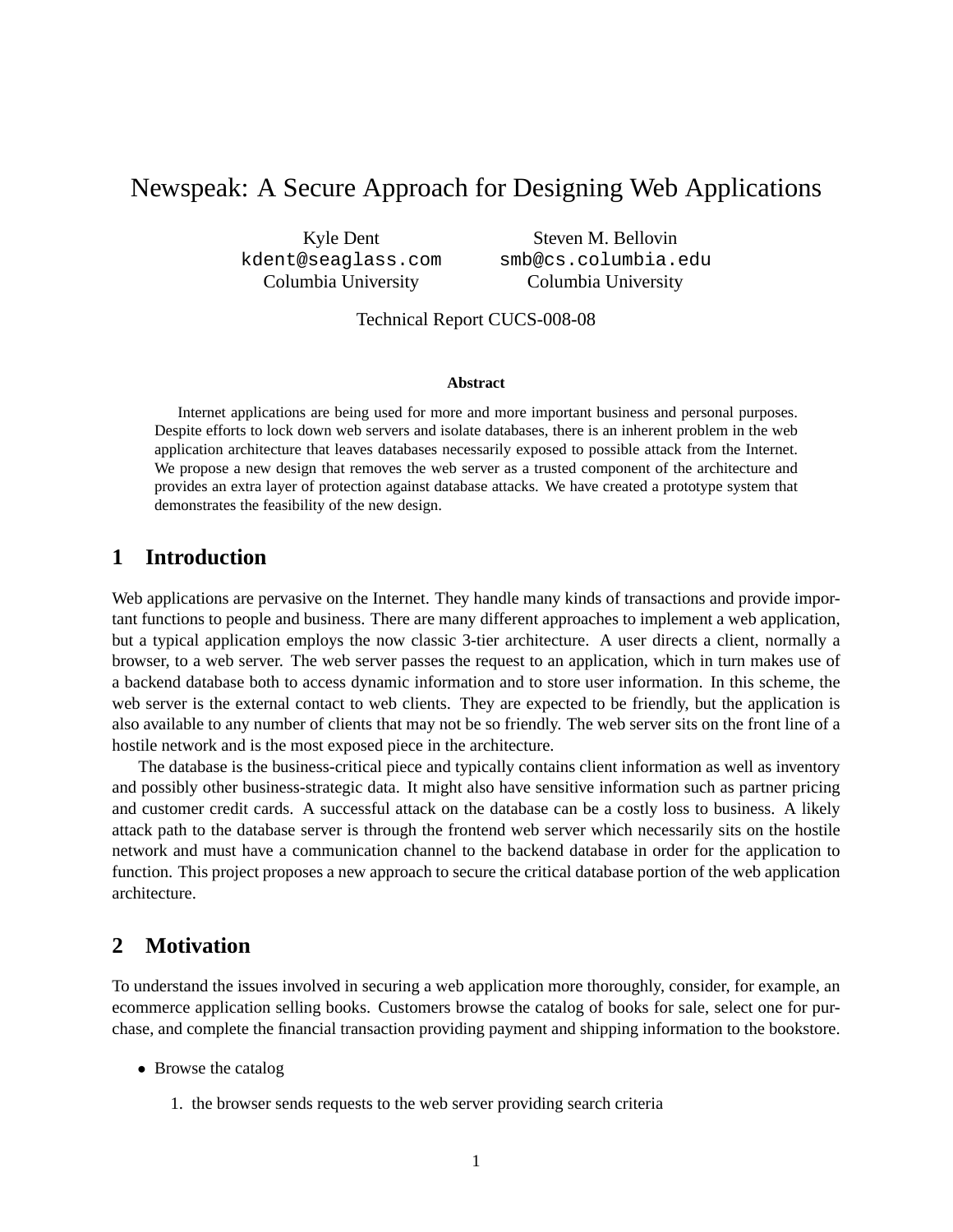# Newspeak: A Secure Approach for Designing Web Applications

Kyle Dent
kdent@seaglass.com
Columbia University

Steven M. Bellovin
smb@cs.columbia.edu
Columbia University

Technical Report CUCS-008-08

**Abstract**

Internet applications are being used for more and more important business and personal purposes. Despite efforts to lock down web servers and isolate databases, there is an inherent problem in the web application architecture that leaves databases necessarily exposed to possible attack from the Internet. We propose a new design that removes the web server as a trusted component of the architecture and provides an extra layer of protection against database attacks. We have created a prototype system that demonstrates the feasibility of the new design.

## 1 Introduction

Web applications are pervasive on the Internet. They handle many kinds of transactions and provide important functions to people and business. There are many different approaches to implement a web application, but a typical application employs the now classic 3-tier architecture. A user directs a client, normally a browser, to a web server. The web server passes the request to an application, which in turn makes use of a backend database both to access dynamic information and to store user information. In this scheme, the web server is the external contact to web clients. They are expected to be friendly, but the application is also available to any number of clients that may not be so friendly. The web server sits on the front line of a hostile network and is the most exposed piece in the architecture.

The database is the business-critical piece and typically contains client information as well as inventory and possibly other business-strategic data. It might also have sensitive information such as partner pricing and customer credit cards. A successful attack on the database can be a costly loss to business. A likely attack path to the database server is through the frontend web server which necessarily sits on the hostile network and must have a communication channel to the backend database in order for the application to function. This project proposes a new approach to secure the critical database portion of the web application architecture.

## 2 Motivation

To understand the issues involved in securing a web application more thoroughly, consider, for example, an ecommerce application selling books. Customers browse the catalog of books for sale, select one for purchase, and complete the financial transaction providing payment and shipping information to the bookstore.

- Browse the catalog
  1. the browser sends requests to the web server providing search criteria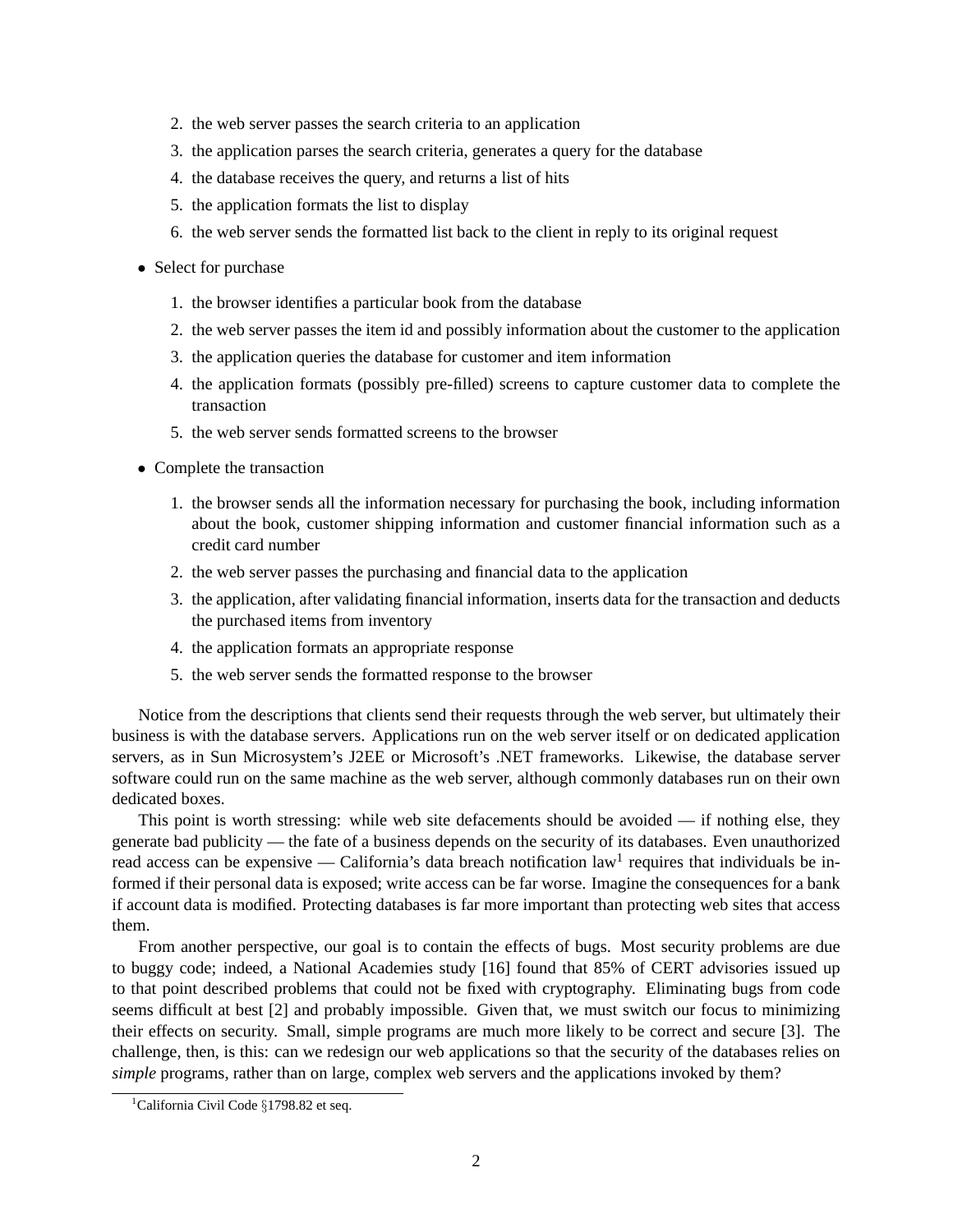2. the web server passes the search criteria to an application
3. the application parses the search criteria, generates a query for the database
4. the database receives the query, and returns a list of hits
5. the application formats the list to display
6. the web server sends the formatted list back to the client in reply to its original request

- Select for purchase
  1. the browser identifies a particular book from the database
  2. the web server passes the item id and possibly information about the customer to the application
  3. the application queries the database for customer and item information
  4. the application formats (possibly pre-filled) screens to capture customer data to complete the transaction
  5. the web server sends formatted screens to the browser

- Complete the transaction
  1. the browser sends all the information necessary for purchasing the book, including information about the book, customer shipping information and customer financial information such as a credit card number
  2. the web server passes the purchasing and financial data to the application
  3. the application, after validating financial information, inserts data for the transaction and deducts the purchased items from inventory
  4. the application formats an appropriate response
  5. the web server sends the formatted response to the browser

Notice from the descriptions that clients send their requests through the web server, but ultimately their business is with the database servers. Applications run on the web server itself or on dedicated application servers, as in Sun Microsystem's J2EE or Microsoft's .NET frameworks. Likewise, the database server software could run on the same machine as the web server, although commonly databases run on their own dedicated boxes.

This point is worth stressing: while web site defacements should be avoided — if nothing else, they generate bad publicity — the fate of a business depends on the security of its databases. Even unauthorized read access can be expensive — California's data breach notification law[1] requires that individuals be informed if their personal data is exposed; write access can be far worse. Imagine the consequences for a bank if account data is modified. Protecting databases is far more important than protecting web sites that access them.

From another perspective, our goal is to contain the effects of bugs. Most security problems are due to buggy code; indeed, a National Academies study [16] found that 85% of CERT advisories issued up to that point described problems that could not be fixed with cryptography. Eliminating bugs from code seems difficult at best [2] and probably impossible. Given that, we must switch our focus to minimizing their effects on security. Small, simple programs are much more likely to be correct and secure [3]. The challenge, then, is this: can we redesign our web applications so that the security of the databases relies on *simple* programs, rather than on large, complex web servers and the applications invoked by them?

[1] California Civil Code §1798.82 et seq.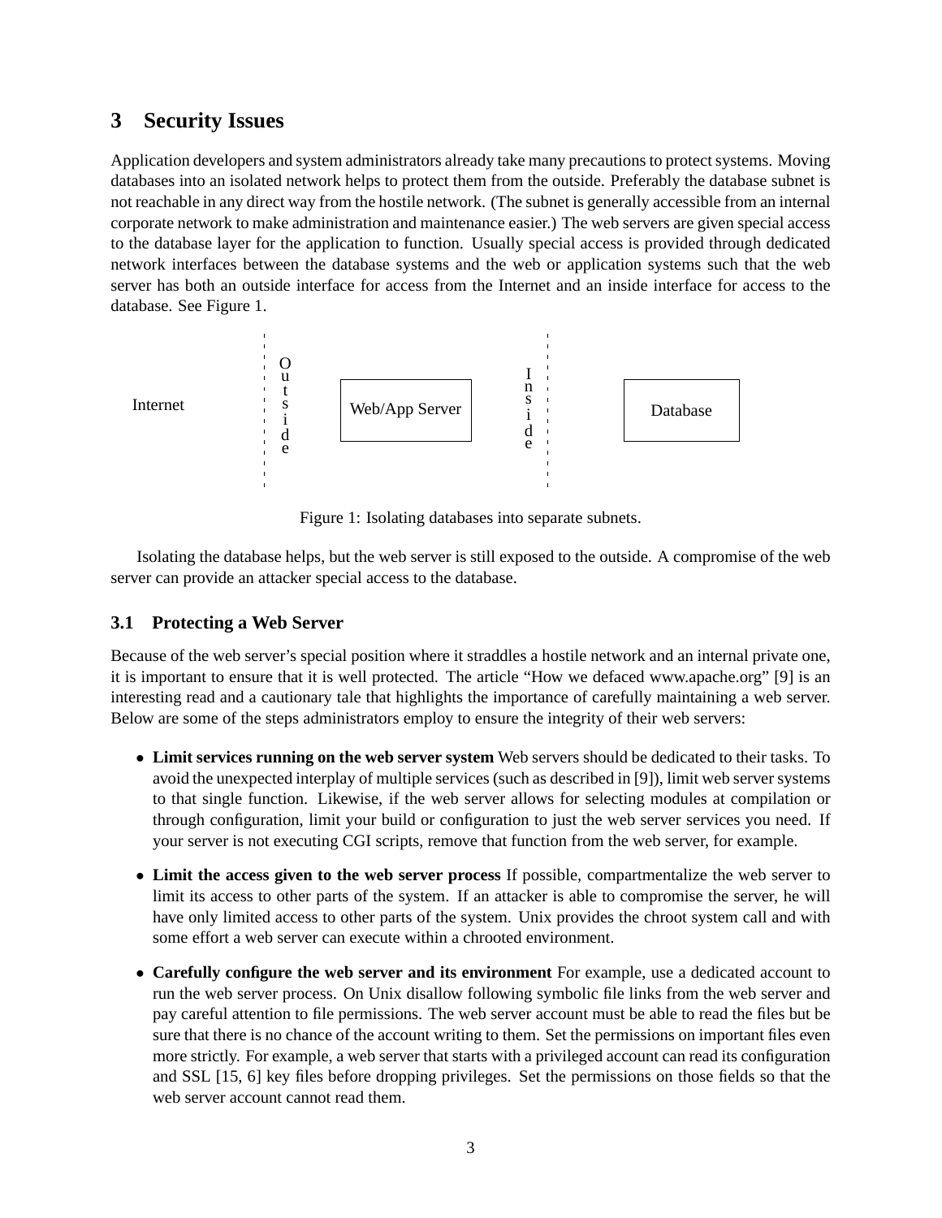## 3 Security Issues

Application developers and system administrators already take many precautions to protect systems. Moving databases into an isolated network helps to protect them from the outside. Preferably the database subnet is not reachable in any direct way from the hostile network. (The subnet is generally accessible from an internal corporate network to make administration and maintenance easier.) The web servers are given special access to the database layer for the application to function. Usually special access is provided through dedicated network interfaces between the database systems and the web or application systems such that the web server has both an outside interface for access from the Internet and an inside interface for access to the database. See Figure 1.

Internet | Outside | Web/App Server | Inside | Database

Figure 1: Isolating databases into separate subnets.

Isolating the database helps, but the web server is still exposed to the outside. A compromise of the web server can provide an attacker special access to the database.

### 3.1 Protecting a Web Server

Because of the web server's special position where it straddles a hostile network and an internal private one, it is important to ensure that it is well protected. The article "How we defaced www.apache.org" [9] is an interesting read and a cautionary tale that highlights the importance of carefully maintaining a web server. Below are some of the steps administrators employ to ensure the integrity of their web servers:

- **Limit services running on the web server system** Web servers should be dedicated to their tasks. To avoid the unexpected interplay of multiple services (such as described in [9]), limit web server systems to that single function. Likewise, if the web server allows for selecting modules at compilation or through configuration, limit your build or configuration to just the web server services you need. If your server is not executing CGI scripts, remove that function from the web server, for example.
- **Limit the access given to the web server process** If possible, compartmentalize the web server to limit its access to other parts of the system. If an attacker is able to compromise the server, he will have only limited access to other parts of the system. Unix provides the chroot system call and with some effort a web server can execute within a chrooted environment.
- **Carefully configure the web server and its environment** For example, use a dedicated account to run the web server process. On Unix disallow following symbolic file links from the web server and pay careful attention to file permissions. The web server account must be able to read the files but be sure that there is no chance of the account writing to them. Set the permissions on important files even more strictly. For example, a web server that starts with a privileged account can read its configuration and SSL [15, 6] key files before dropping privileges. Set the permissions on those fields so that the web server account cannot read them.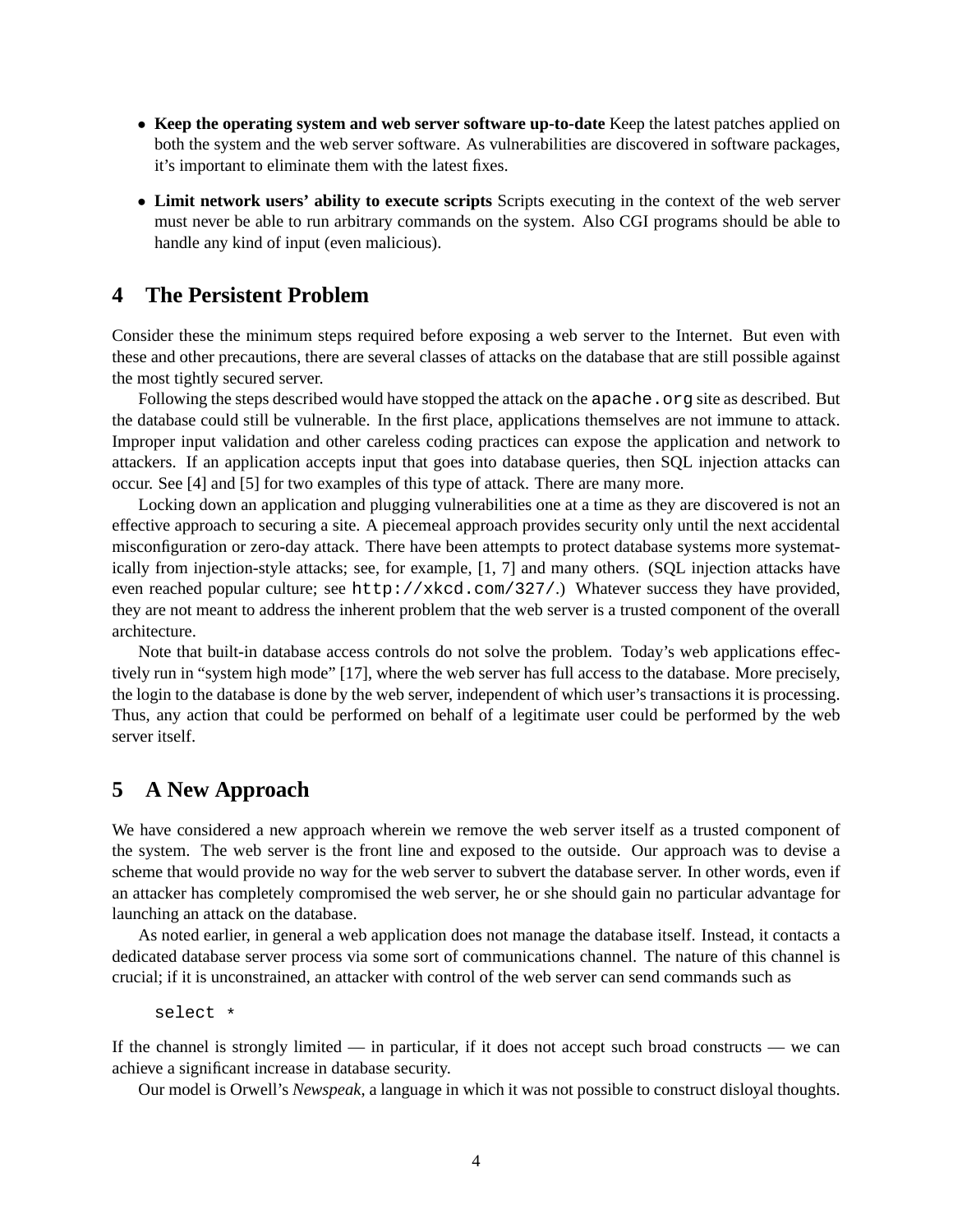- **Keep the operating system and web server software up-to-date** Keep the latest patches applied on both the system and the web server software. As vulnerabilities are discovered in software packages, it's important to eliminate them with the latest fixes.
- **Limit network users' ability to execute scripts** Scripts executing in the context of the web server must never be able to run arbitrary commands on the system. Also CGI programs should be able to handle any kind of input (even malicious).

## 4 The Persistent Problem

Consider these the minimum steps required before exposing a web server to the Internet. But even with these and other precautions, there are several classes of attacks on the database that are still possible against the most tightly secured server.

Following the steps described would have stopped the attack on the `apache.org` site as described. But the database could still be vulnerable. In the first place, applications themselves are not immune to attack. Improper input validation and other careless coding practices can expose the application and network to attackers. If an application accepts input that goes into database queries, then SQL injection attacks can occur. See [4] and [5] for two examples of this type of attack. There are many more.

Locking down an application and plugging vulnerabilities one at a time as they are discovered is not an effective approach to securing a site. A piecemeal approach provides security only until the next accidental misconfiguration or zero-day attack. There have been attempts to protect database systems more systematically from injection-style attacks; see, for example, [1, 7] and many others. (SQL injection attacks have even reached popular culture; see `http://xkcd.com/327/`.) Whatever success they have provided, they are not meant to address the inherent problem that the web server is a trusted component of the overall architecture.

Note that built-in database access controls do not solve the problem. Today's web applications effectively run in "system high mode" [17], where the web server has full access to the database. More precisely, the login to the database is done by the web server, independent of which user's transactions it is processing. Thus, any action that could be performed on behalf of a legitimate user could be performed by the web server itself.

## 5 A New Approach

We have considered a new approach wherein we remove the web server itself as a trusted component of the system. The web server is the front line and exposed to the outside. Our approach was to devise a scheme that would provide no way for the web server to subvert the database server. In other words, even if an attacker has completely compromised the web server, he or she should gain no particular advantage for launching an attack on the database.

As noted earlier, in general a web application does not manage the database itself. Instead, it contacts a dedicated database server process via some sort of communications channel. The nature of this channel is crucial; if it is unconstrained, an attacker with control of the web server can send commands such as

```
select *
```

If the channel is strongly limited — in particular, if it does not accept such broad constructs — we can achieve a significant increase in database security.

Our model is Orwell's *Newspeak*, a language in which it was not possible to construct disloyal thoughts.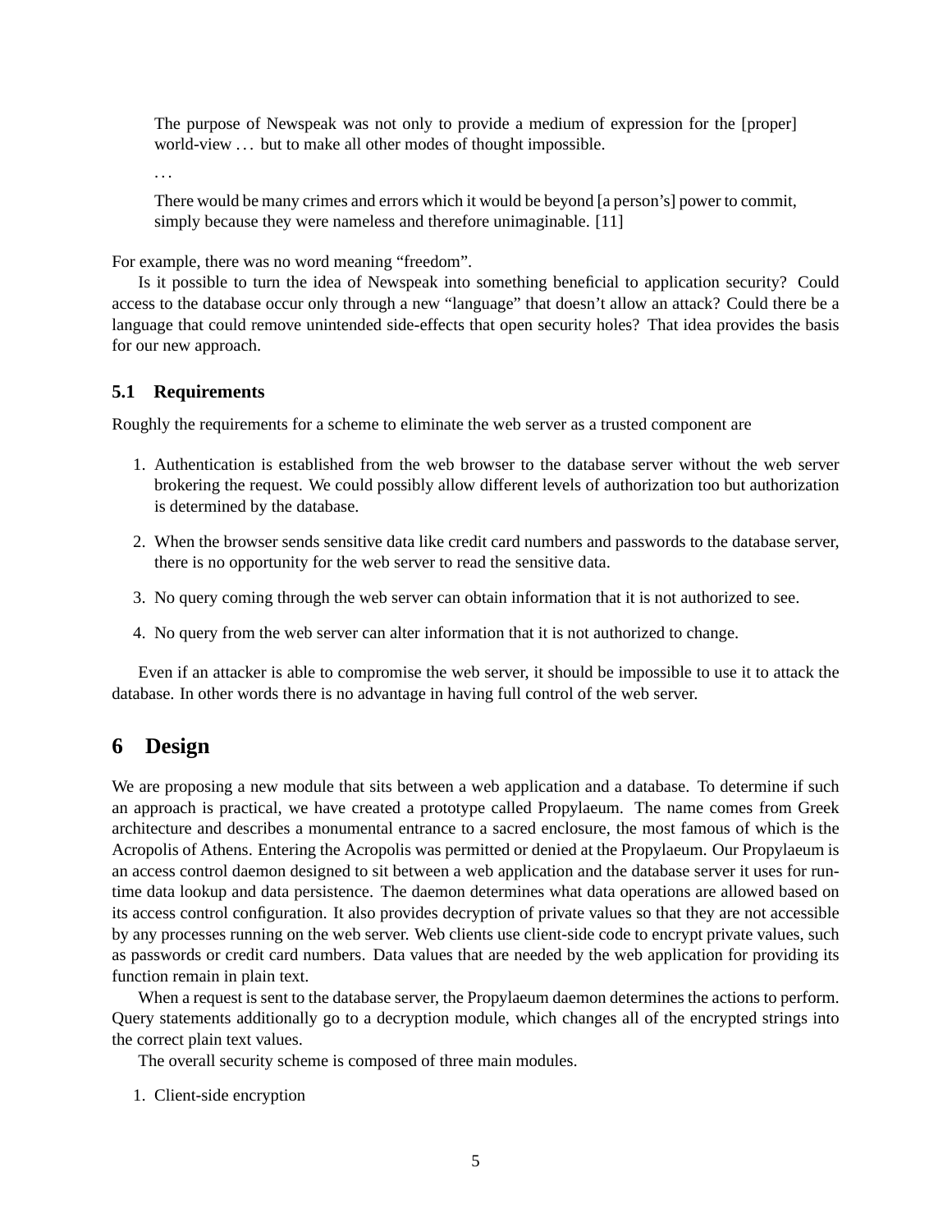> The purpose of Newspeak was not only to provide a medium of expression for the [proper] world-view . . . but to make all other modes of thought impossible.
>
> . . .
>
> There would be many crimes and errors which it would be beyond [a person's] power to commit, simply because they were nameless and therefore unimaginable. [11]

For example, there was no word meaning "freedom".

Is it possible to turn the idea of Newspeak into something beneficial to application security? Could access to the database occur only through a new "language" that doesn't allow an attack? Could there be a language that could remove unintended side-effects that open security holes? That idea provides the basis for our new approach.

### 5.1 Requirements

Roughly the requirements for a scheme to eliminate the web server as a trusted component are

1. Authentication is established from the web browser to the database server without the web server brokering the request. We could possibly allow different levels of authorization too but authorization is determined by the database.
2. When the browser sends sensitive data like credit card numbers and passwords to the database server, there is no opportunity for the web server to read the sensitive data.
3. No query coming through the web server can obtain information that it is not authorized to see.
4. No query from the web server can alter information that it is not authorized to change.

Even if an attacker is able to compromise the web server, it should be impossible to use it to attack the database. In other words there is no advantage in having full control of the web server.

## 6 Design

We are proposing a new module that sits between a web application and a database. To determine if such an approach is practical, we have created a prototype called Propylaeum. The name comes from Greek architecture and describes a monumental entrance to a sacred enclosure, the most famous of which is the Acropolis of Athens. Entering the Acropolis was permitted or denied at the Propylaeum. Our Propylaeum is an access control daemon designed to sit between a web application and the database server it uses for run-time data lookup and data persistence. The daemon determines what data operations are allowed based on its access control configuration. It also provides decryption of private values so that they are not accessible by any processes running on the web server. Web clients use client-side code to encrypt private values, such as passwords or credit card numbers. Data values that are needed by the web application for providing its function remain in plain text.

When a request is sent to the database server, the Propylaeum daemon determines the actions to perform. Query statements additionally go to a decryption module, which changes all of the encrypted strings into the correct plain text values.

The overall security scheme is composed of three main modules.

1. Client-side encryption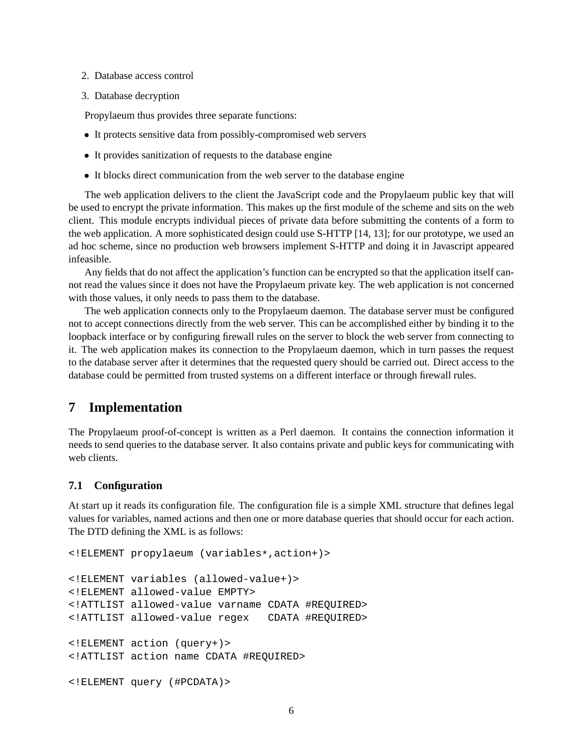2. Database access control
3. Database decryption

Propylaeum thus provides three separate functions:

- It protects sensitive data from possibly-compromised web servers
- It provides sanitization of requests to the database engine
- It blocks direct communication from the web server to the database engine

The web application delivers to the client the JavaScript code and the Propylaeum public key that will be used to encrypt the private information. This makes up the first module of the scheme and sits on the web client. This module encrypts individual pieces of private data before submitting the contents of a form to the web application. A more sophisticated design could use S-HTTP [14, 13]; for our prototype, we used an ad hoc scheme, since no production web browsers implement S-HTTP and doing it in Javascript appeared infeasible.

Any fields that do not affect the application's function can be encrypted so that the application itself cannot read the values since it does not have the Propylaeum private key. The web application is not concerned with those values, it only needs to pass them to the database.

The web application connects only to the Propylaeum daemon. The database server must be configured not to accept connections directly from the web server. This can be accomplished either by binding it to the loopback interface or by configuring firewall rules on the server to block the web server from connecting to it. The web application makes its connection to the Propylaeum daemon, which in turn passes the request to the database server after it determines that the requested query should be carried out. Direct access to the database could be permitted from trusted systems on a different interface or through firewall rules.

# 7 Implementation

The Propylaeum proof-of-concept is written as a Perl daemon. It contains the connection information it needs to send queries to the database server. It also contains private and public keys for communicating with web clients.

## 7.1 Configuration

At start up it reads its configuration file. The configuration file is a simple XML structure that defines legal values for variables, named actions and then one or more database queries that should occur for each action. The DTD defining the XML is as follows:

```
<!ELEMENT propylaeum (variables*,action+)>

<!ELEMENT variables (allowed-value+)>
<!ELEMENT allowed-value EMPTY>
<!ATTLIST allowed-value varname CDATA #REQUIRED>
<!ATTLIST allowed-value regex   CDATA #REQUIRED>

<!ELEMENT action (query+)>
<!ATTLIST action name CDATA #REQUIRED>

<!ELEMENT query (#PCDATA)>
```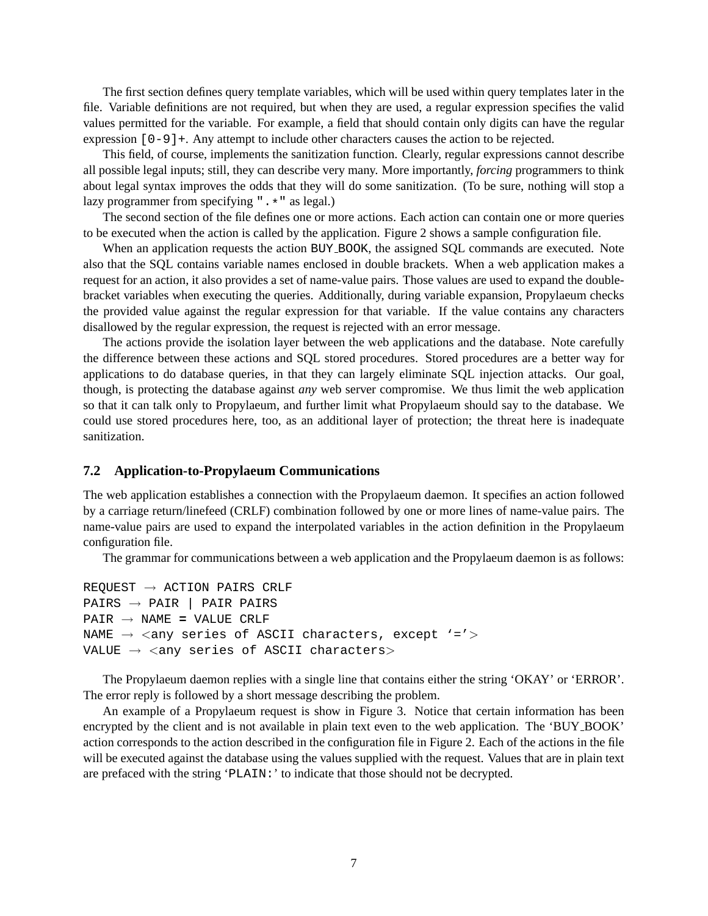The first section defines query template variables, which will be used within query templates later in the file. Variable definitions are not required, but when they are used, a regular expression specifies the valid values permitted for the variable. For example, a field that should contain only digits can have the regular expression `[0-9]+`. Any attempt to include other characters causes the action to be rejected.

This field, of course, implements the sanitization function. Clearly, regular expressions cannot describe all possible legal inputs; still, they can describe very many. More importantly, *forcing* programmers to think about legal syntax improves the odds that they will do some sanitization. (To be sure, nothing will stop a lazy programmer from specifying `".*"` as legal.)

The second section of the file defines one or more actions. Each action can contain one or more queries to be executed when the action is called by the application. Figure 2 shows a sample configuration file.

When an application requests the action `BUY_BOOK`, the assigned SQL commands are executed. Note also that the SQL contains variable names enclosed in double brackets. When a web application makes a request for an action, it also provides a set of name-value pairs. Those values are used to expand the double-bracket variables when executing the queries. Additionally, during variable expansion, Propylaeum checks the provided value against the regular expression for that variable. If the value contains any characters disallowed by the regular expression, the request is rejected with an error message.

The actions provide the isolation layer between the web applications and the database. Note carefully the difference between these actions and SQL stored procedures. Stored procedures are a better way for applications to do database queries, in that they can largely eliminate SQL injection attacks. Our goal, though, is protecting the database against *any* web server compromise. We thus limit the web application so that it can talk only to Propylaeum, and further limit what Propylaeum should say to the database. We could use stored procedures here, too, as an additional layer of protection; the threat here is inadequate sanitization.

## 7.2 Application-to-Propylaeum Communications

The web application establishes a connection with the Propylaeum daemon. It specifies an action followed by a carriage return/linefeed (CRLF) combination followed by one or more lines of name-value pairs. The name-value pairs are used to expand the interpolated variables in the action definition in the Propylaeum configuration file.

The grammar for communications between a web application and the Propylaeum daemon is as follows:

```
REQUEST → ACTION PAIRS CRLF
PAIRS → PAIR | PAIR PAIRS
PAIR → NAME = VALUE CRLF
NAME → <any series of ASCII characters, except '='>
VALUE → <any series of ASCII characters>
```

The Propylaeum daemon replies with a single line that contains either the string 'OKAY' or 'ERROR'. The error reply is followed by a short message describing the problem.

An example of a Propylaeum request is show in Figure 3. Notice that certain information has been encrypted by the client and is not available in plain text even to the web application. The 'BUY_BOOK' action corresponds to the action described in the configuration file in Figure 2. Each of the actions in the file will be executed against the database using the values supplied with the request. Values that are in plain text are prefaced with the string '`PLAIN:`' to indicate that those should not be decrypted.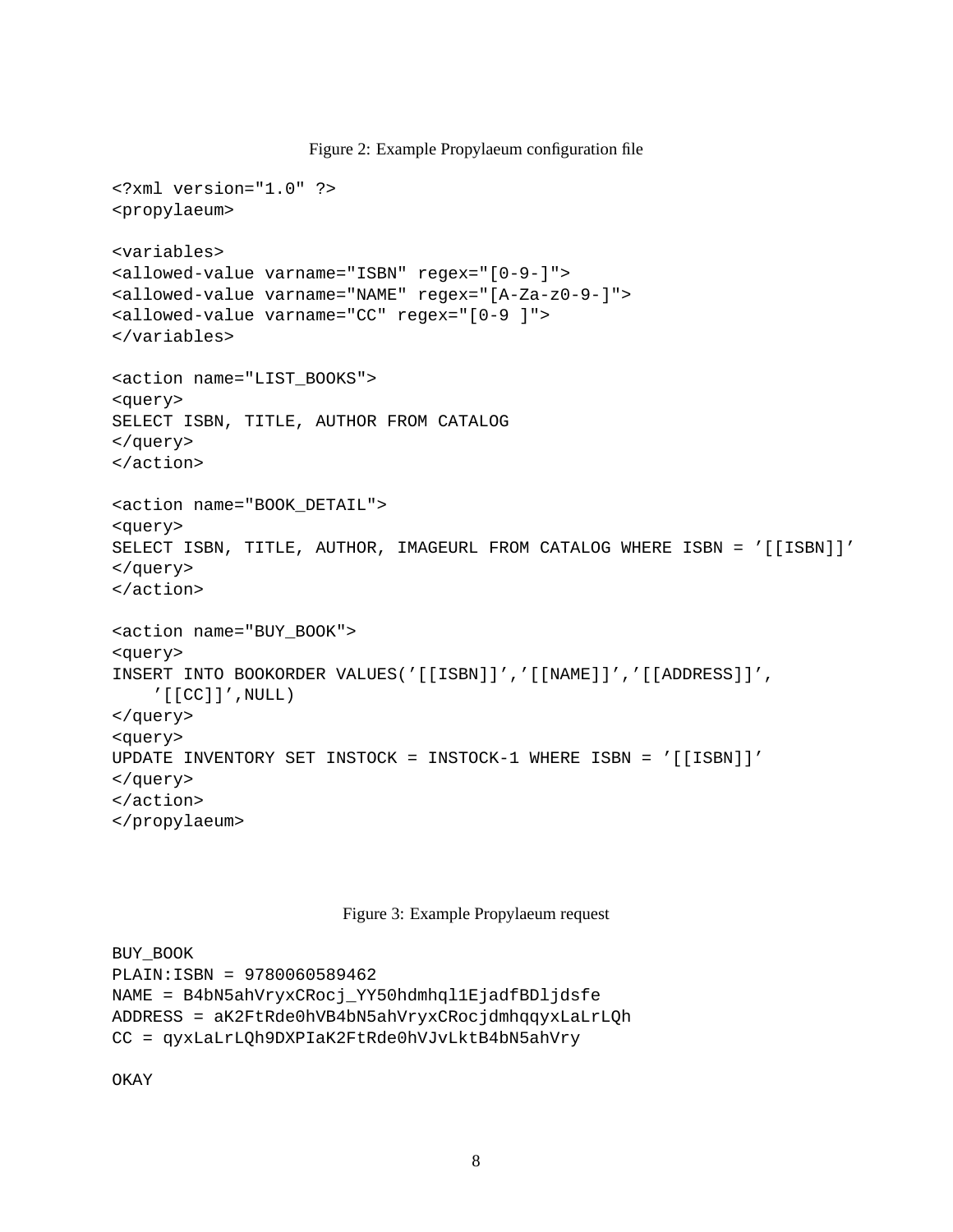Figure 2: Example Propylaeum configuration file

```
<?xml version="1.0" ?>
<propylaeum>

<variables>
<allowed-value varname="ISBN" regex="[0-9-]">
<allowed-value varname="NAME" regex="[A-Za-z0-9-]">
<allowed-value varname="CC" regex="[0-9 ]">
</variables>

<action name="LIST_BOOKS">
<query>
SELECT ISBN, TITLE, AUTHOR FROM CATALOG
</query>
</action>

<action name="BOOK_DETAIL">
<query>
SELECT ISBN, TITLE, AUTHOR, IMAGEURL FROM CATALOG WHERE ISBN = ’[[ISBN]]’
</query>
</action>

<action name="BUY_BOOK">
<query>
INSERT INTO BOOKORDER VALUES(’[[ISBN]]’,’[[NAME]]’,’[[ADDRESS]]’,
    ’[[CC]]’,NULL)
</query>
<query>
UPDATE INVENTORY SET INSTOCK = INSTOCK-1 WHERE ISBN = ’[[ISBN]]’
</query>
</action>
</propylaeum>
```

Figure 3: Example Propylaeum request

```
BUY_BOOK
PLAIN:ISBN = 9780060589462
NAME = B4bN5ahVryxCRocj_YY50hdmhql1EjadfBDljdsfe
ADDRESS = aK2FtRde0hVB4bN5ahVryxCRocjdmhqqyxLaLrLQh
CC = qyxLaLrLQh9DXPIaK2FtRde0hVJvLktB4bN5ahVry

OKAY
```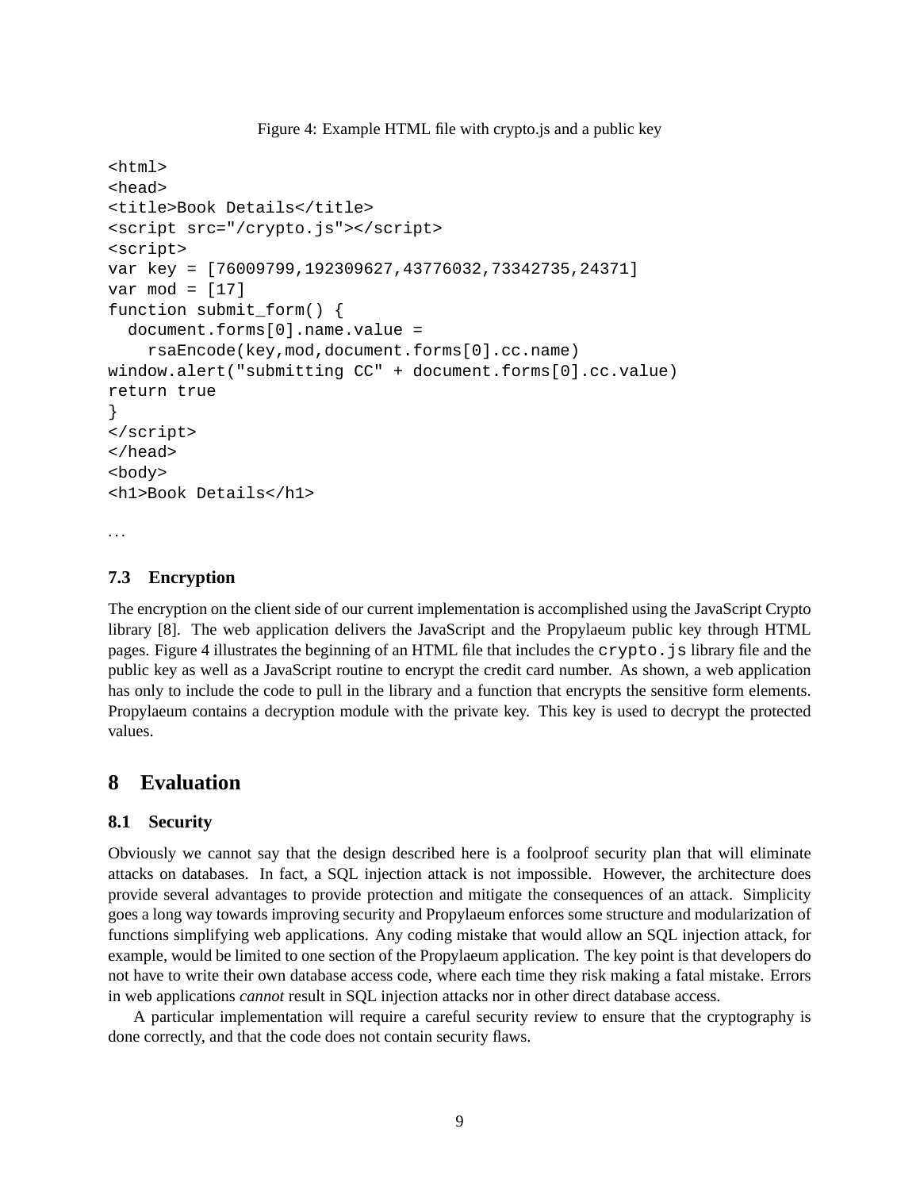Figure 4: Example HTML file with crypto.js and a public key

```
<html>
<head>
<title>Book Details</title>
<script src="/crypto.js"></script>
<script>
var key = [76009799,192309627,43776032,73342735,24371]
var mod = [17]
function submit_form() {
  document.forms[0].name.value =
    rsaEncode(key,mod,document.forms[0].cc.name)
window.alert("submitting CC" + document.forms[0].cc.value)
return true
}
</script>
</head>
<body>
<h1>Book Details</h1>
```

...

### 7.3 Encryption

The encryption on the client side of our current implementation is accomplished using the JavaScript Crypto library [8]. The web application delivers the JavaScript and the Propylaeum public key through HTML pages. Figure 4 illustrates the beginning of an HTML file that includes the `crypto.js` library file and the public key as well as a JavaScript routine to encrypt the credit card number. As shown, a web application has only to include the code to pull in the library and a function that encrypts the sensitive form elements. Propylaeum contains a decryption module with the private key. This key is used to decrypt the protected values.

## 8 Evaluation

### 8.1 Security

Obviously we cannot say that the design described here is a foolproof security plan that will eliminate attacks on databases. In fact, a SQL injection attack is not impossible. However, the architecture does provide several advantages to provide protection and mitigate the consequences of an attack. Simplicity goes a long way towards improving security and Propylaeum enforces some structure and modularization of functions simplifying web applications. Any coding mistake that would allow an SQL injection attack, for example, would be limited to one section of the Propylaeum application. The key point is that developers do not have to write their own database access code, where each time they risk making a fatal mistake. Errors in web applications *cannot* result in SQL injection attacks nor in other direct database access.

A particular implementation will require a careful security review to ensure that the cryptography is done correctly, and that the code does not contain security flaws.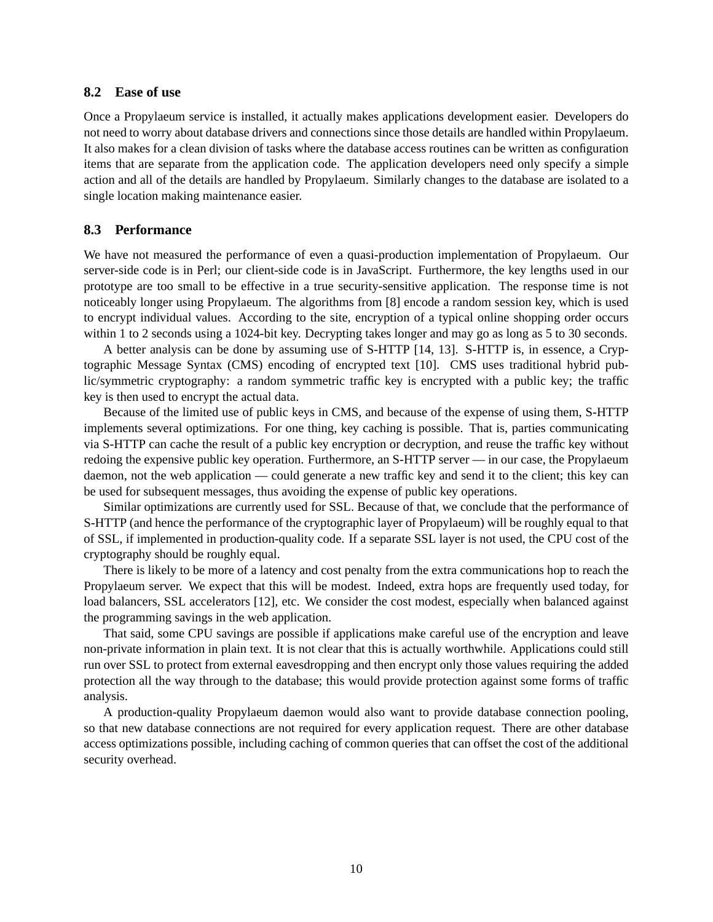### 8.2 Ease of use

Once a Propylaeum service is installed, it actually makes applications development easier. Developers do not need to worry about database drivers and connections since those details are handled within Propylaeum. It also makes for a clean division of tasks where the database access routines can be written as configuration items that are separate from the application code. The application developers need only specify a simple action and all of the details are handled by Propylaeum. Similarly changes to the database are isolated to a single location making maintenance easier.

### 8.3 Performance

We have not measured the performance of even a quasi-production implementation of Propylaeum. Our server-side code is in Perl; our client-side code is in JavaScript. Furthermore, the key lengths used in our prototype are too small to be effective in a true security-sensitive application. The response time is not noticeably longer using Propylaeum. The algorithms from [8] encode a random session key, which is used to encrypt individual values. According to the site, encryption of a typical online shopping order occurs within 1 to 2 seconds using a 1024-bit key. Decrypting takes longer and may go as long as 5 to 30 seconds.

A better analysis can be done by assuming use of S-HTTP [14, 13]. S-HTTP is, in essence, a Cryptographic Message Syntax (CMS) encoding of encrypted text [10]. CMS uses traditional hybrid public/symmetric cryptography: a random symmetric traffic key is encrypted with a public key; the traffic key is then used to encrypt the actual data.

Because of the limited use of public keys in CMS, and because of the expense of using them, S-HTTP implements several optimizations. For one thing, key caching is possible. That is, parties communicating via S-HTTP can cache the result of a public key encryption or decryption, and reuse the traffic key without redoing the expensive public key operation. Furthermore, an S-HTTP server — in our case, the Propylaeum daemon, not the web application — could generate a new traffic key and send it to the client; this key can be used for subsequent messages, thus avoiding the expense of public key operations.

Similar optimizations are currently used for SSL. Because of that, we conclude that the performance of S-HTTP (and hence the performance of the cryptographic layer of Propylaeum) will be roughly equal to that of SSL, if implemented in production-quality code. If a separate SSL layer is not used, the CPU cost of the cryptography should be roughly equal.

There is likely to be more of a latency and cost penalty from the extra communications hop to reach the Propylaeum server. We expect that this will be modest. Indeed, extra hops are frequently used today, for load balancers, SSL accelerators [12], etc. We consider the cost modest, especially when balanced against the programming savings in the web application.

That said, some CPU savings are possible if applications make careful use of the encryption and leave non-private information in plain text. It is not clear that this is actually worthwhile. Applications could still run over SSL to protect from external eavesdropping and then encrypt only those values requiring the added protection all the way through to the database; this would provide protection against some forms of traffic analysis.

A production-quality Propylaeum daemon would also want to provide database connection pooling, so that new database connections are not required for every application request. There are other database access optimizations possible, including caching of common queries that can offset the cost of the additional security overhead.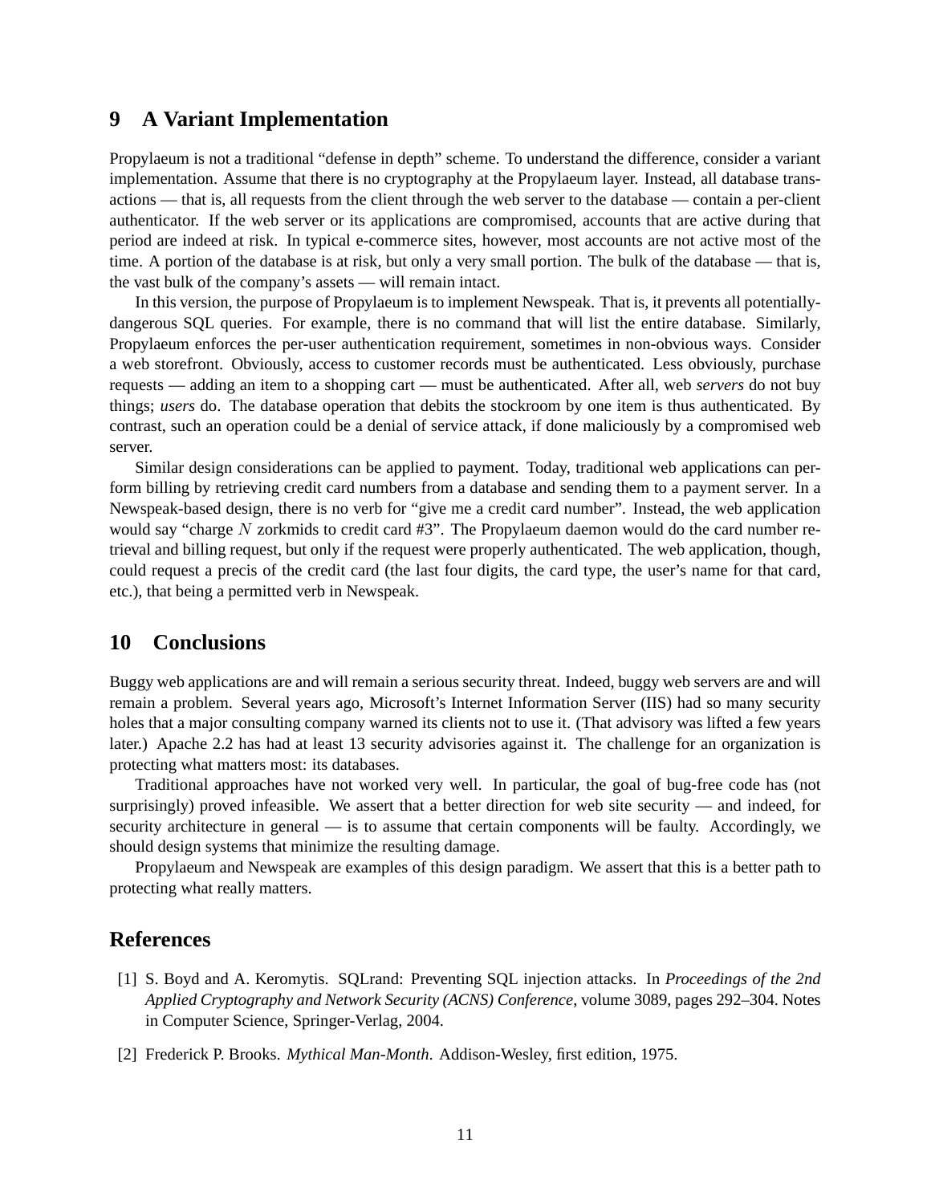## 9 A Variant Implementation

Propylaeum is not a traditional "defense in depth" scheme. To understand the difference, consider a variant implementation. Assume that there is no cryptography at the Propylaeum layer. Instead, all database transactions — that is, all requests from the client through the web server to the database — contain a per-client authenticator. If the web server or its applications are compromised, accounts that are active during that period are indeed at risk. In typical e-commerce sites, however, most accounts are not active most of the time. A portion of the database is at risk, but only a very small portion. The bulk of the database — that is, the vast bulk of the company's assets — will remain intact.

In this version, the purpose of Propylaeum is to implement Newspeak. That is, it prevents all potentially-dangerous SQL queries. For example, there is no command that will list the entire database. Similarly, Propylaeum enforces the per-user authentication requirement, sometimes in non-obvious ways. Consider a web storefront. Obviously, access to customer records must be authenticated. Less obviously, purchase requests — adding an item to a shopping cart — must be authenticated. After all, web *servers* do not buy things; *users* do. The database operation that debits the stockroom by one item is thus authenticated. By contrast, such an operation could be a denial of service attack, if done maliciously by a compromised web server.

Similar design considerations can be applied to payment. Today, traditional web applications can perform billing by retrieving credit card numbers from a database and sending them to a payment server. In a Newspeak-based design, there is no verb for "give me a credit card number". Instead, the web application would say "charge $N$ zorkmids to credit card #3". The Propylaeum daemon would do the card number retrieval and billing request, but only if the request were properly authenticated. The web application, though, could request a precis of the credit card (the last four digits, the card type, the user's name for that card, etc.), that being a permitted verb in Newspeak.

## 10 Conclusions

Buggy web applications are and will remain a serious security threat. Indeed, buggy web servers are and will remain a problem. Several years ago, Microsoft's Internet Information Server (IIS) had so many security holes that a major consulting company warned its clients not to use it. (That advisory was lifted a few years later.) Apache 2.2 has had at least 13 security advisories against it. The challenge for an organization is protecting what matters most: its databases.

Traditional approaches have not worked very well. In particular, the goal of bug-free code has (not surprisingly) proved infeasible. We assert that a better direction for web site security — and indeed, for security architecture in general — is to assume that certain components will be faulty. Accordingly, we should design systems that minimize the resulting damage.

Propylaeum and Newspeak are examples of this design paradigm. We assert that this is a better path to protecting what really matters.

## References

[1] S. Boyd and A. Keromytis. SQLrand: Preventing SQL injection attacks. In *Proceedings of the 2nd Applied Cryptography and Network Security (ACNS) Conference*, volume 3089, pages 292–304. Notes in Computer Science, Springer-Verlag, 2004.

[2] Frederick P. Brooks. *Mythical Man-Month*. Addison-Wesley, first edition, 1975.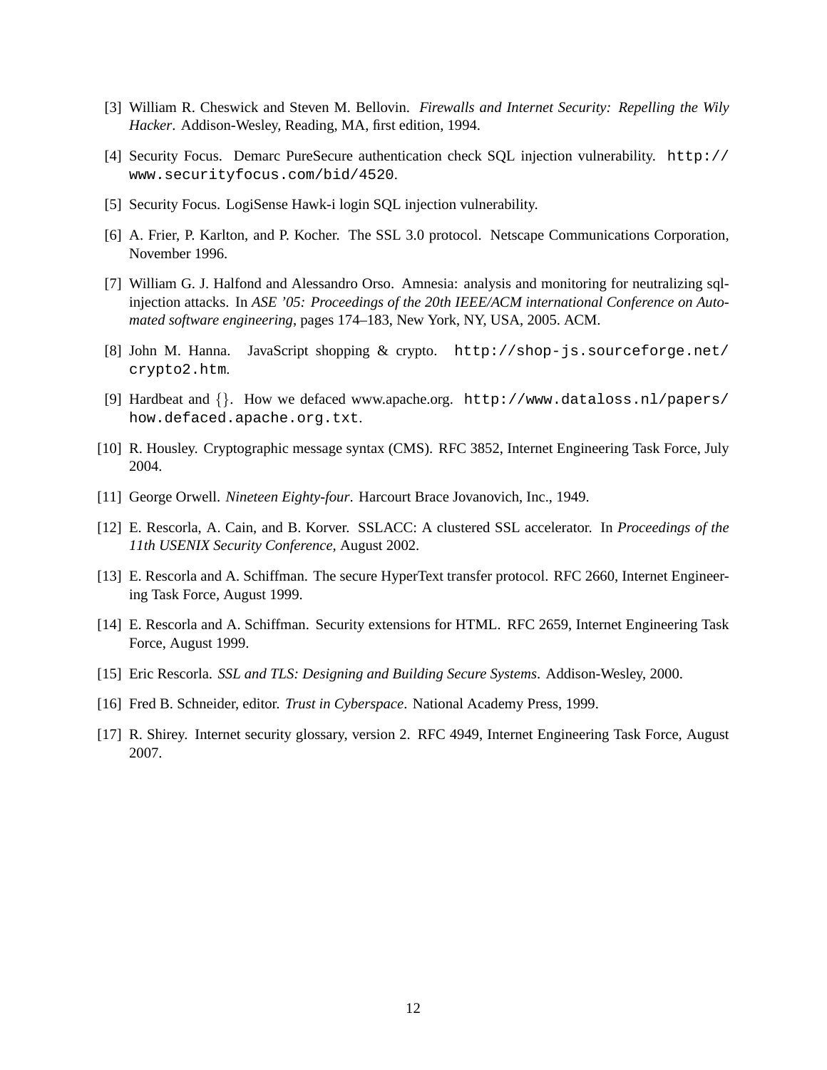[3] William R. Cheswick and Steven M. Bellovin. *Firewalls and Internet Security: Repelling the Wily Hacker*. Addison-Wesley, Reading, MA, first edition, 1994.

[4] Security Focus. Demarc PureSecure authentication check SQL injection vulnerability. `http://www.securityfocus.com/bid/4520`.

[5] Security Focus. LogiSense Hawk-i login SQL injection vulnerability.

[6] A. Frier, P. Karlton, and P. Kocher. The SSL 3.0 protocol. Netscape Communications Corporation, November 1996.

[7] William G. J. Halfond and Alessandro Orso. Amnesia: analysis and monitoring for neutralizing sql-injection attacks. In *ASE '05: Proceedings of the 20th IEEE/ACM international Conference on Automated software engineering*, pages 174–183, New York, NY, USA, 2005. ACM.

[8] John M. Hanna. JavaScript shopping & crypto. `http://shop-js.sourceforge.net/crypto2.htm`.

[9] Hardbeat and {}. How we defaced www.apache.org. `http://www.dataloss.nl/papers/how.defaced.apache.org.txt`.

[10] R. Housley. Cryptographic message syntax (CMS). RFC 3852, Internet Engineering Task Force, July 2004.

[11] George Orwell. *Nineteen Eighty-four*. Harcourt Brace Jovanovich, Inc., 1949.

[12] E. Rescorla, A. Cain, and B. Korver. SSLACC: A clustered SSL accelerator. In *Proceedings of the 11th USENIX Security Conference*, August 2002.

[13] E. Rescorla and A. Schiffman. The secure HyperText transfer protocol. RFC 2660, Internet Engineering Task Force, August 1999.

[14] E. Rescorla and A. Schiffman. Security extensions for HTML. RFC 2659, Internet Engineering Task Force, August 1999.

[15] Eric Rescorla. *SSL and TLS: Designing and Building Secure Systems*. Addison-Wesley, 2000.

[16] Fred B. Schneider, editor. *Trust in Cyberspace*. National Academy Press, 1999.

[17] R. Shirey. Internet security glossary, version 2. RFC 4949, Internet Engineering Task Force, August 2007.